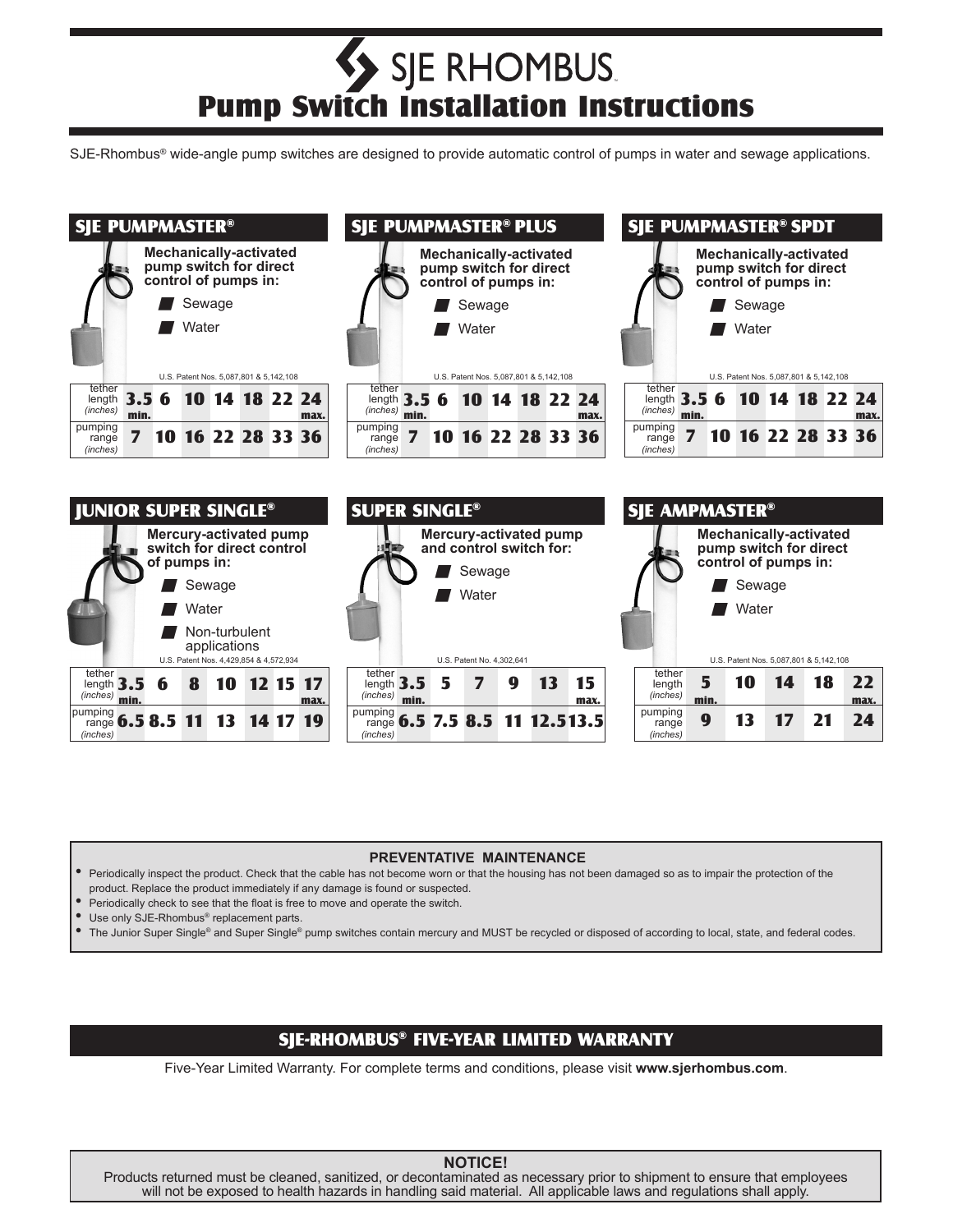# SJE RHOMBUS

## Pump Switch Installation Instructions

SJE-Rhombus® wide-angle pump switches are designed to provide automatic control of pumps in water and sewage applications.

### SJE PUMPMASTER®

**Mechanically-activated pump switch for direct control of pumps in:**

- Sewage
- Water

U.S. Patent Nos. 5,087,801 & 5,142,108

| tether length (inches) | 3.5 min. | 6 | 10 | 14 | 18 | 22 | 24 max. |
|---|---|---|---|---|---|---|---|
| pumping range (inches) | 7 | 10 | 16 | 22 | 28 | 33 | 36 |

### SJE PUMPMASTER® PLUS

**Mechanically-activated pump switch for direct control of pumps in:**

- Sewage
- Water

U.S. Patent Nos. 5,087,801 & 5,142,108

| tether length (inches) | 3.5 min. | 6 | 10 | 14 | 18 | 22 | 24 max. |
|---|---|---|---|---|---|---|---|
| pumping range (inches) | 7 | 10 | 16 | 22 | 28 | 33 | 36 |

### SJE PUMPMASTER® SPDT

**Mechanically-activated pump switch for direct control of pumps in:**

- Sewage
- Water

U.S. Patent Nos. 5,087,801 & 5,142,108

| tether length (inches) | 3.5 min. | 6 | 10 | 14 | 18 | 22 | 24 max. |
|---|---|---|---|---|---|---|---|
| pumping range (inches) | 7 | 10 | 16 | 22 | 28 | 33 | 36 |

### JUNIOR SUPER SINGLE®

**Mercury-activated pump switch for direct control of pumps in:**

- Sewage
- Water
- Non-turbulent applications

U.S. Patent Nos. 4,429,854 & 4,572,934

| tether length (inches) | 3.5 min. | 6 | 8 | 10 | 12 | 15 | 17 max. |
|---|---|---|---|---|---|---|---|
| pumping range (inches) | 6.5 | 8.5 | 11 | 13 | 14 | 17 | 19 |

### SUPER SINGLE®

**Mercury-activated pump and control switch for:**

- Sewage
- Water

U.S. Patent No. 4,302,641

| tether length (inches) | 3.5 min. | 5 | 7 | 9 | 13 | 15 max. |
|---|---|---|---|---|---|---|
| pumping range (inches) | 6.5 | 7.5 | 8.5 | 11 | 12.5 | 13.5 |

### SJE AMPMASTER®

**Mechanically-activated pump switch for direct control of pumps in:**

- Sewage
- Water

U.S. Patent Nos. 5,087,801 & 5,142,108

| tether length (inches) | 5 min. | 10 | 14 | 18 | 22 max. |
|---|---|---|---|---|---|
| pumping range (inches) | 9 | 13 | 17 | 21 | 24 |

### PREVENTATIVE MAINTENANCE

- Periodically inspect the product. Check that the cable has not become worn or that the housing has not been damaged so as to impair the protection of the product. Replace the product immediately if any damage is found or suspected.
- Periodically check to see that the float is free to move and operate the switch.
- Use only SJE-Rhombus® replacement parts.
- The Junior Super Single® and Super Single® pump switches contain mercury and MUST be recycled or disposed of according to local, state, and federal codes.

### SJE-RHOMBUS® FIVE-YEAR LIMITED WARRANTY

Five-Year Limited Warranty. For complete terms and conditions, please visit **www.sjerhombus.com**.

**NOTICE!**

Products returned must be cleaned, sanitized, or decontaminated as necessary prior to shipment to ensure that employees will not be exposed to health hazards in handling said material. All applicable laws and regulations shall apply.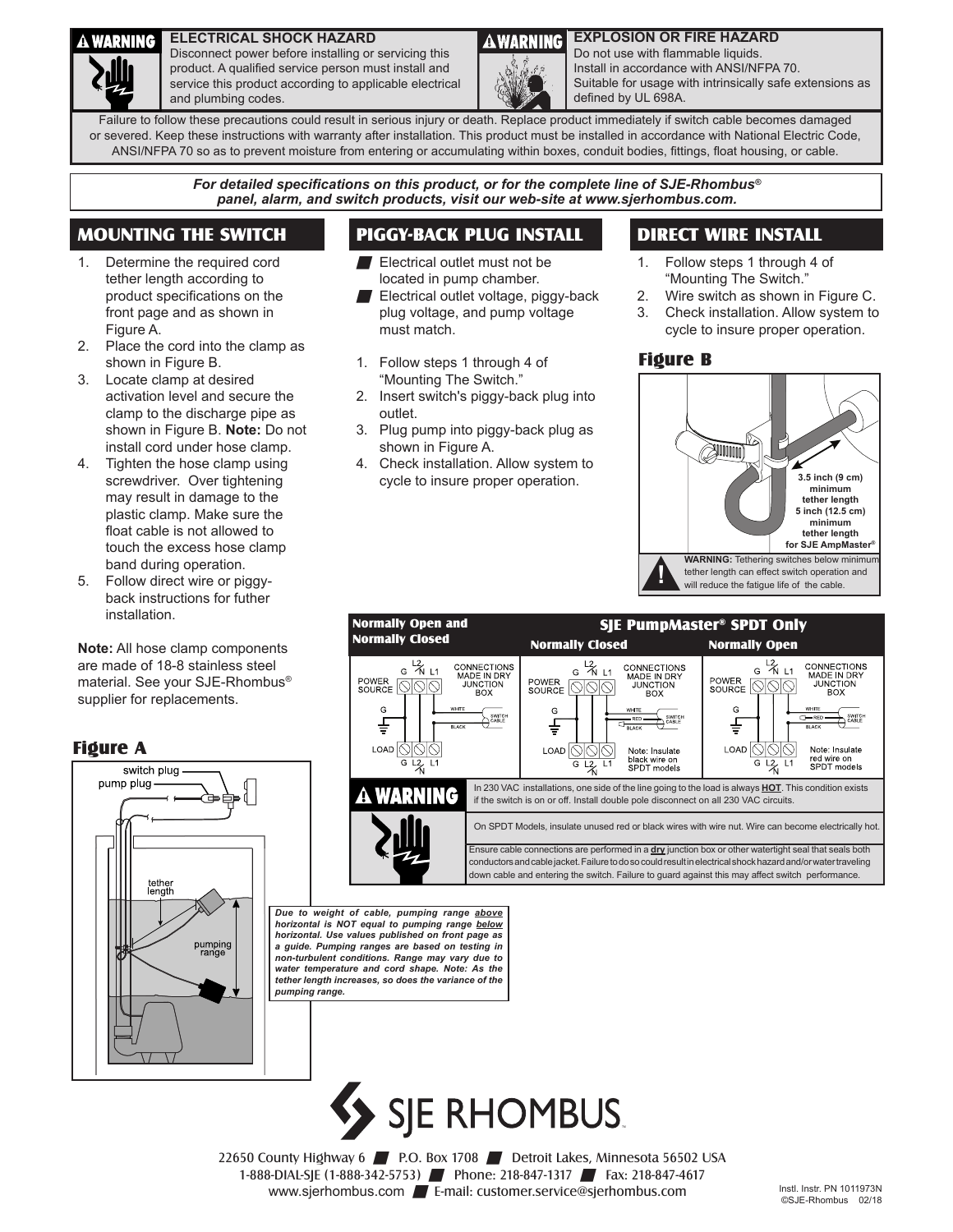**⚠ WARNING** **ELECTRICAL SHOCK HAZARD**
Disconnect power before installing or servicing this product. A qualified service person must install and service this product according to applicable electrical and plumbing codes.

**⚠ WARNING** **EXPLOSION OR FIRE HAZARD**
Do not use with flammable liquids.
Install in accordance with ANSI/NFPA 70.
Suitable for usage with intrinsically safe extensions as defined by UL 698A.

Failure to follow these precautions could result in serious injury or death. Replace product immediately if switch cable becomes damaged or severed. Keep these instructions with warranty after installation. This product must be installed in accordance with National Electric Code, ANSI/NFPA 70 so as to prevent moisture from entering or accumulating within boxes, conduit bodies, fittings, float housing, or cable.

***For detailed specifications on this product, or for the complete line of SJE-Rhombus® panel, alarm, and switch products, visit our web-site at www.sjerhombus.com.***

## MOUNTING THE SWITCH

1. Determine the required cord tether length according to product specifications on the front page and as shown in Figure A.
2. Place the cord into the clamp as shown in Figure B.
3. Locate clamp at desired activation level and secure the clamp to the discharge pipe as shown in Figure B. **Note:** Do not install cord under hose clamp.
4. Tighten the hose clamp using screwdriver. Over tightening may result in damage to the plastic clamp. Make sure the float cable is not allowed to touch the excess hose clamp band during operation.
5. Follow direct wire or piggy-back instructions for futher installation.

**Note:** All hose clamp components are made of 18-8 stainless steel material. See your SJE-Rhombus® supplier for replacements.

## PIGGY-BACK PLUG INSTALL

- Electrical outlet must not be located in pump chamber.
- Electrical outlet voltage, piggy-back plug voltage, and pump voltage must match.

1. Follow steps 1 through 4 of "Mounting The Switch."
2. Insert switch's piggy-back plug into outlet.
3. Plug pump into piggy-back plug as shown in Figure A.
4. Check installation. Allow system to cycle to insure proper operation.

## DIRECT WIRE INSTALL

1. Follow steps 1 through 4 of "Mounting The Switch."
2. Wire switch as shown in Figure C.
3. Check installation. Allow system to cycle to insure proper operation.

### Figure B

3.5 inch (9 cm) minimum tether length
5 inch (12.5 cm) minimum tether length for SJE AmpMaster®

**WARNING:** Tethering switches below minimum tether length can effect switch operation and will reduce the fatigue life of the cable.

### Figure A

switch plug
pump plug
tether length
pumping range

***Due to weight of cable, pumping range above horizontal is NOT equal to pumping range below horizontal. Use values published on front page as a guide. Pumping ranges are based on testing in non-turbulent conditions. Range may vary due to water temperature and cord shape. Note: As the tether length increases, so does the variance of the pumping range.***

### Normally Open and Normally Closed

POWER SOURCE — G L2/N L1 — CONNECTIONS MADE IN DRY JUNCTION BOX — WHITE, BLACK, SWITCH CABLE — LOAD G L2/N L1

### SJE PumpMaster® SPDT Only

**Normally Closed**

POWER SOURCE — G L2/N L1 — CONNECTIONS MADE IN DRY JUNCTION BOX — WHITE, RED, BLACK, SWITCH CABLE — LOAD G L2/N L1
Note: Insulate black wire on SPDT models

**Normally Open**

POWER SOURCE — G L2/N L1 — CONNECTIONS MADE IN DRY JUNCTION BOX — WHITE, RED, BLACK, SWITCH CABLE — LOAD G L2/N L1
Note: Insulate red wire on SPDT models

**⚠ WARNING**

In 230 VAC installations, one side of the line going to the load is always **HOT**. This condition exists if the switch is on or off. Install double pole disconnect on all 230 VAC circuits.

On SPDT Models, insulate unused red or black wires with wire nut. Wire can become electrically hot.

Ensure cable connections are performed in a **dry** junction box or other watertight seal that seals both conductors and cable jacket. Failure to do so could result in electrical shock hazard and/or water traveling down cable and entering the switch. Failure to guard against this may affect switch performance.

**SJE RHOMBUS**

22650 County Highway 6 ■ P.O. Box 1708 ■ Detroit Lakes, Minnesota 56502 USA
1-888-DIAL-SJE (1-888-342-5753) ■ Phone: 218-847-1317 ■ Fax: 218-847-4617
www.sjerhombus.com ■ E-mail: customer.service@sjerhombus.com

Instl. Instr. PN 1011973N
©SJE-Rhombus 02/18